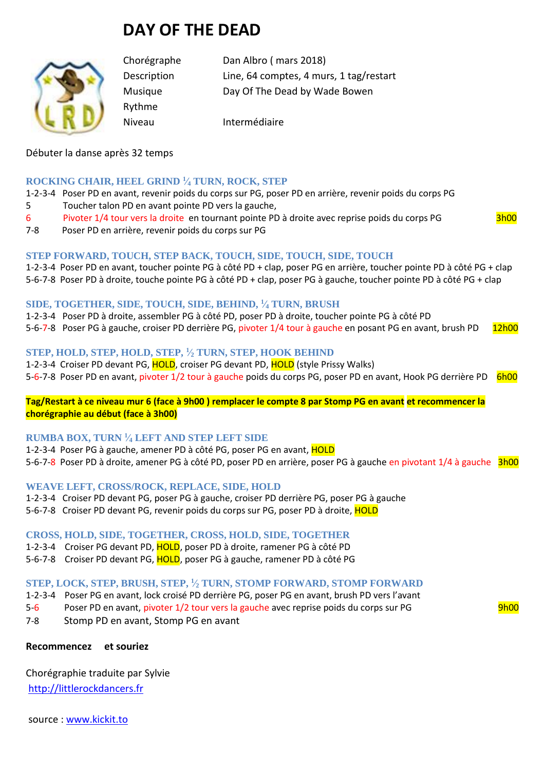# DAY OF THE DEAD

| | |
|---|---|
| Chorégraphe | Dan Albro ( mars 2018) |
| Description | Line, 64 comptes, 4 murs, 1 tag/restart |
| Musique | Day Of The Dead by Wade Bowen |
| Rythme | |
| Niveau | Intermédiaire |

Débuter la danse après 32 temps

### ROCKING CHAIR, HEEL GRIND ¼ TURN, ROCK, STEP

1-2-3-4 Poser PD en avant, revenir poids du corps sur PG, poser PD en arrière, revenir poids du corps PG
5 Toucher talon PD en avant pointe PD vers la gauche,
6 Pivoter 1/4 tour vers la droite en tournant pointe PD à droite avec reprise poids du corps PG **3h00**
7-8 Poser PD en arrière, revenir poids du corps sur PG

### STEP FORWARD, TOUCH, STEP BACK, TOUCH, SIDE, TOUCH, SIDE, TOUCH

1-2-3-4 Poser PD en avant, toucher pointe PG à côté PD + clap, poser PG en arrière, toucher pointe PD à côté PG + clap
5-6-7-8 Poser PD à droite, touche pointe PG à côté PD + clap, poser PG à gauche, toucher pointe PD à côté PG + clap

### SIDE, TOGETHER, SIDE, TOUCH, SIDE, BEHIND, ¼ TURN, BRUSH

1-2-3-4 Poser PD à droite, assembler PG à côté PD, poser PD à droite, toucher pointe PG à côté PD
5-6-7-8 Poser PG à gauche, croiser PD derrière PG, pivoter 1/4 tour à gauche en posant PG en avant, brush PD **12h00**

### STEP, HOLD, STEP, HOLD, STEP, ½ TURN, STEP, HOOK BEHIND

1-2-3-4 Croiser PD devant PG, HOLD, croiser PG devant PD, HOLD (style Prissy Walks)
5-6-7-8 Poser PD en avant, pivoter 1/2 tour à gauche poids du corps PG, poser PD en avant, Hook PG derrière PD **6h00**

**Tag/Restart à ce niveau mur 6 (face à 9h00 ) remplacer le compte 8 par Stomp PG en avant et recommencer la chorégraphie au début (face à 3h00)**

### RUMBA BOX, TURN ¼ LEFT AND STEP LEFT SIDE

1-2-3-4 Poser PG à gauche, amener PD à côté PG, poser PG en avant, HOLD
5-6-7-8 Poser PD à droite, amener PG à côté PD, poser PD en arrière, poser PG à gauche en pivotant 1/4 à gauche **3h00**

### WEAVE LEFT, CROSS/ROCK, REPLACE, SIDE, HOLD

1-2-3-4 Croiser PD devant PG, poser PG à gauche, croiser PD derrière PG, poser PG à gauche
5-6-7-8 Croiser PD devant PG, revenir poids du corps sur PG, poser PD à droite, HOLD

### CROSS, HOLD, SIDE, TOGETHER, CROSS, HOLD, SIDE, TOGETHER

1-2-3-4 Croiser PG devant PD, HOLD, poser PD à droite, ramener PG à côté PD
5-6-7-8 Croiser PD devant PG, HOLD, poser PG à gauche, ramener PD à côté PG

### STEP, LOCK, STEP, BRUSH, STEP, ½ TURN, STOMP FORWARD, STOMP FORWARD

1-2-3-4 Poser PG en avant, lock croisé PD derrière PG, poser PG en avant, brush PD vers l'avant
5-6 Poser PD en avant, pivoter 1/2 tour vers la gauche avec reprise poids du corps sur PG **9h00**
7-8 Stomp PD en avant, Stomp PG en avant

**Recommencez et souriez**

Chorégraphie traduite par Sylvie
http://littlerockdancers.fr

source : www.kickit.to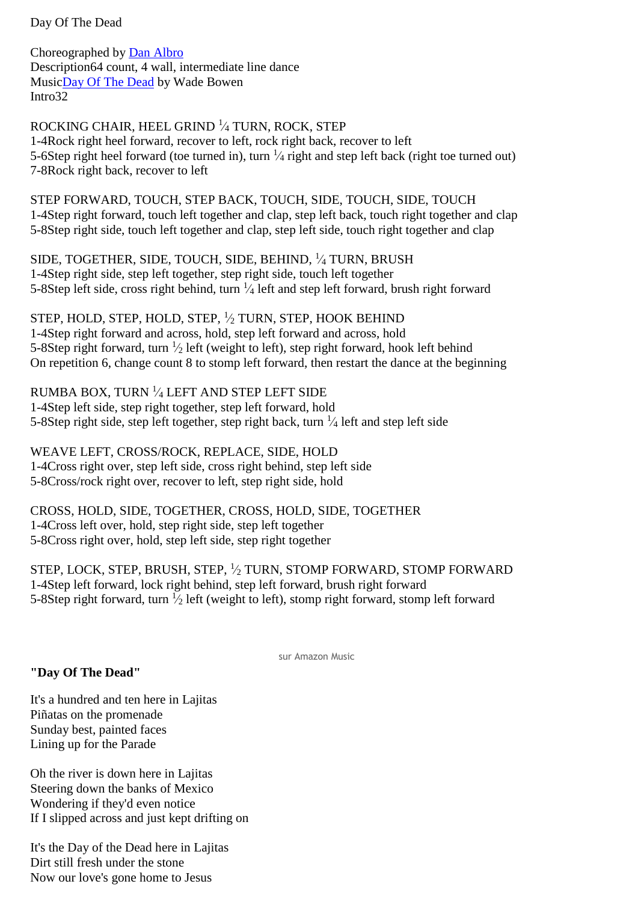Day Of The Dead

Choreographed by Dan Albro
Description64 count, 4 wall, intermediate line dance
MusicDay Of The Dead by Wade Bowen
Intro32

ROCKING CHAIR, HEEL GRIND ¼ TURN, ROCK, STEP
1-4Rock right heel forward, recover to left, rock right back, recover to left
5-6Step right heel forward (toe turned in), turn ¼ right and step left back (right toe turned out)
7-8Rock right back, recover to left

STEP FORWARD, TOUCH, STEP BACK, TOUCH, SIDE, TOUCH, SIDE, TOUCH
1-4Step right forward, touch left together and clap, step left back, touch right together and clap
5-8Step right side, touch left together and clap, step left side, touch right together and clap

SIDE, TOGETHER, SIDE, TOUCH, SIDE, BEHIND, ¼ TURN, BRUSH
1-4Step right side, step left together, step right side, touch left together
5-8Step left side, cross right behind, turn ¼ left and step left forward, brush right forward

STEP, HOLD, STEP, HOLD, STEP, ½ TURN, STEP, HOOK BEHIND
1-4Step right forward and across, hold, step left forward and across, hold
5-8Step right forward, turn ½ left (weight to left), step right forward, hook left behind
On repetition 6, change count 8 to stomp left forward, then restart the dance at the beginning

RUMBA BOX, TURN ¼ LEFT AND STEP LEFT SIDE
1-4Step left side, step right together, step left forward, hold
5-8Step right side, step left together, step right back, turn ¼ left and step left side

WEAVE LEFT, CROSS/ROCK, REPLACE, SIDE, HOLD
1-4Cross right over, step left side, cross right behind, step left side
5-8Cross/rock right over, recover to left, step right side, hold

CROSS, HOLD, SIDE, TOGETHER, CROSS, HOLD, SIDE, TOGETHER
1-4Cross left over, hold, step right side, step left together
5-8Cross right over, hold, step left side, step right together

STEP, LOCK, STEP, BRUSH, STEP, ½ TURN, STOMP FORWARD, STOMP FORWARD
1-4Step left forward, lock right behind, step left forward, brush right forward
5-8Step right forward, turn ½ left (weight to left), stomp right forward, stomp left forward

sur Amazon Music

**"Day Of The Dead"**

It's a hundred and ten here in Lajitas
Piñatas on the promenade
Sunday best, painted faces
Lining up for the Parade

Oh the river is down here in Lajitas
Steering down the banks of Mexico
Wondering if they'd even notice
If I slipped across and just kept drifting on

It's the Day of the Dead here in Lajitas
Dirt still fresh under the stone
Now our love's gone home to Jesus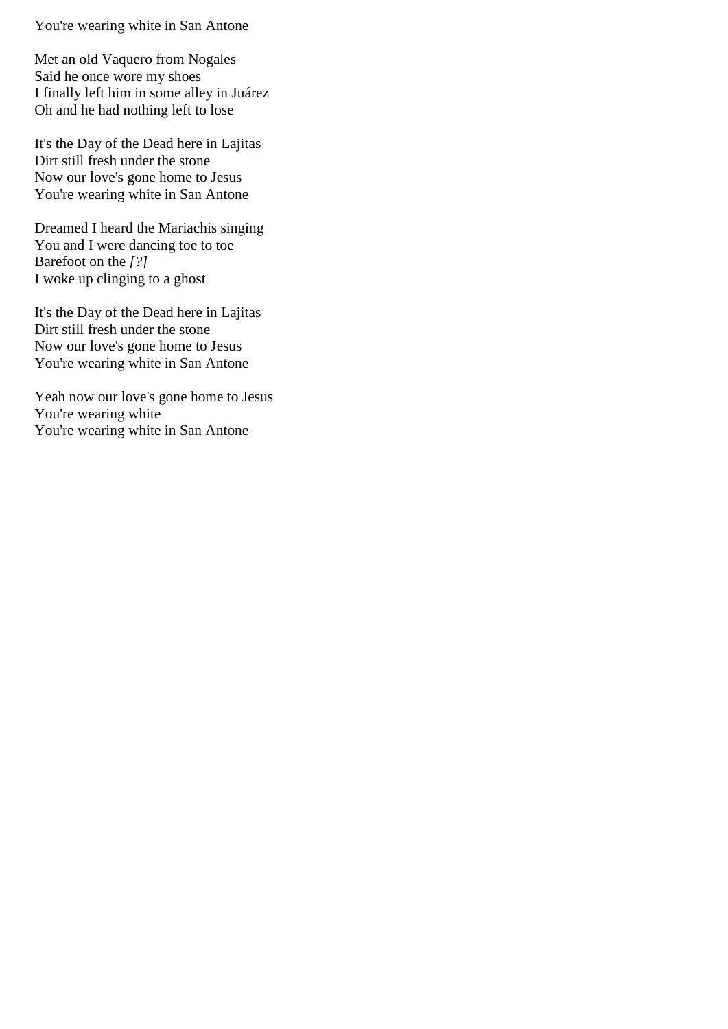You're wearing white in San Antone

Met an old Vaquero from Nogales
Said he once wore my shoes
I finally left him in some alley in Juárez
Oh and he had nothing left to lose

It's the Day of the Dead here in Lajitas
Dirt still fresh under the stone
Now our love's gone home to Jesus
You're wearing white in San Antone

Dreamed I heard the Mariachis singing
You and I were dancing toe to toe
Barefoot on the *[?]*
I woke up clinging to a ghost

It's the Day of the Dead here in Lajitas
Dirt still fresh under the stone
Now our love's gone home to Jesus
You're wearing white in San Antone

Yeah now our love's gone home to Jesus
You're wearing white
You're wearing white in San Antone